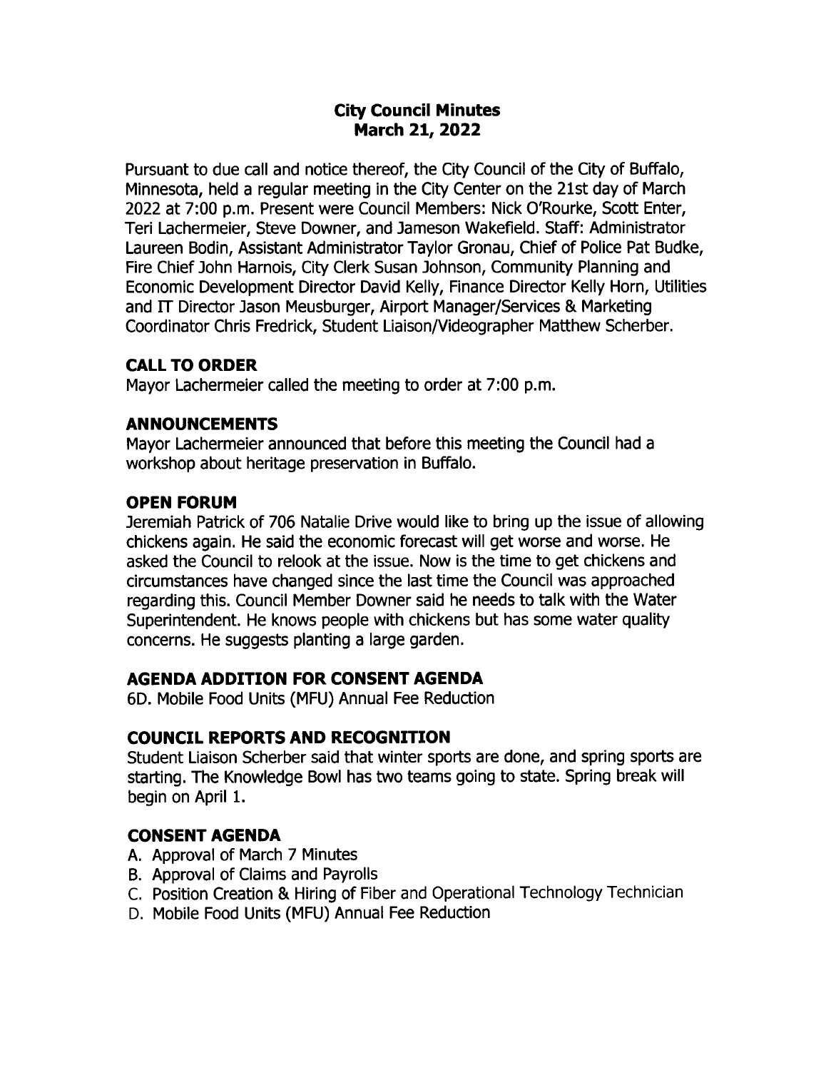# City Council Minutes
## March 21, 2022

Pursuant to due call and notice thereof, the City Council of the City of Buffalo, Minnesota, held a regular meeting in the City Center on the 21st day of March 2022 at 7:00 p.m. Present were Council Members: Nick O'Rourke, Scott Enter, Teri Lachermeier, Steve Downer, and Jameson Wakefield. Staff: Administrator Laureen Bodin, Assistant Administrator Taylor Gronau, Chief of Police Pat Budke, Fire Chief John Harnois, City Clerk Susan Johnson, Community Planning and Economic Development Director David Kelly, Finance Director Kelly Horn, Utilities and IT Director Jason Meusburger, Airport Manager/Services & Marketing Coordinator Chris Fredrick, Student Liaison/Videographer Matthew Scherber.

### CALL TO ORDER

Mayor Lachermeier called the meeting to order at 7:00 p.m.

### ANNOUNCEMENTS

Mayor Lachermeier announced that before this meeting the Council had a workshop about heritage preservation in Buffalo.

### OPEN FORUM

Jeremiah Patrick of 706 Natalie Drive would like to bring up the issue of allowing chickens again. He said the economic forecast will get worse and worse. He asked the Council to relook at the issue. Now is the time to get chickens and circumstances have changed since the last time the Council was approached regarding this. Council Member Downer said he needs to talk with the Water Superintendent. He knows people with chickens but has some water quality concerns. He suggests planting a large garden.

### AGENDA ADDITION FOR CONSENT AGENDA

6D. Mobile Food Units (MFU) Annual Fee Reduction

### COUNCIL REPORTS AND RECOGNITION

Student Liaison Scherber said that winter sports are done, and spring sports are starting. The Knowledge Bowl has two teams going to state. Spring break will begin on April 1.

### CONSENT AGENDA

A. Approval of March 7 Minutes
B. Approval of Claims and Payrolls
C. Position Creation & Hiring of Fiber and Operational Technology Technician
D. Mobile Food Units (MFU) Annual Fee Reduction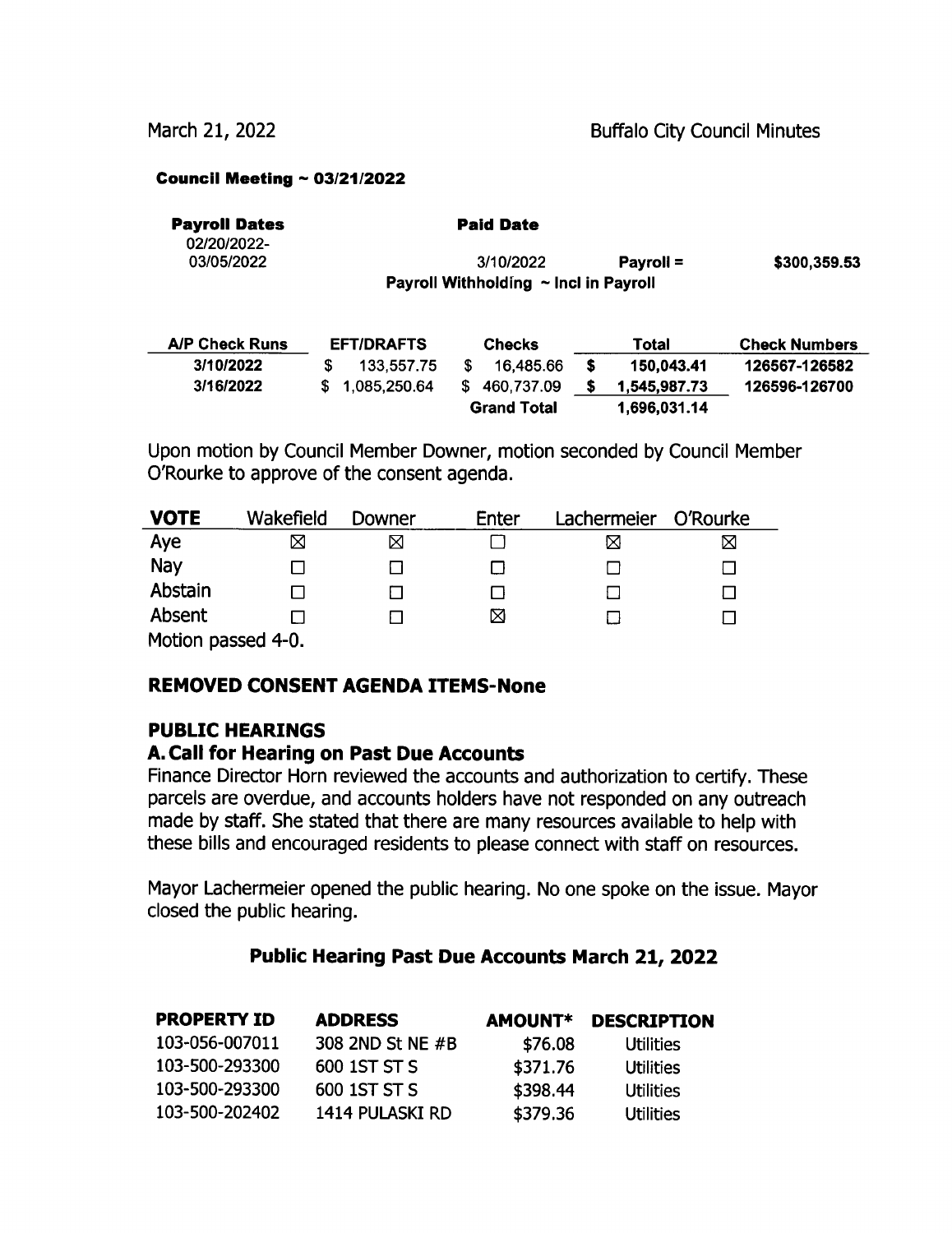**Council Meeting ~ 03/21/2022**

| Payroll Dates | Paid Date | | |
|---|---|---|---|
| 02/20/2022-03/05/2022 | 3/10/2022 | Payroll = | $300,359.53 |
| | Payroll Withholding ~ Incl in Payroll | | |

| A/P Check Runs | EFT/DRAFTS | Checks | Total | Check Numbers |
|---|---|---|---|---|
| 3/10/2022 | $ 133,557.75 | $ 16,485.66 | $ 150,043.41 | 126567-126582 |
| 3/16/2022 | $ 1,085,250.64 | $ 460,737.09 | $ 1,545,987.73 | 126596-126700 |
| | | Grand Total | 1,696,031.14 | |

Upon motion by Council Member Downer, motion seconded by Council Member O'Rourke to approve of the consent agenda.

| VOTE | Wakefield | Downer | Enter | Lachermeier | O'Rourke |
|---|---|---|---|---|---|
| Aye | ☒ | ☒ | ☐ | ☒ | ☒ |
| Nay | ☐ | ☐ | ☐ | ☐ | ☐ |
| Abstain | ☐ | ☐ | ☐ | ☐ | ☐ |
| Absent | ☐ | ☐ | ☒ | ☐ | ☐ |

Motion passed 4-0.

## REMOVED CONSENT AGENDA ITEMS-None

## PUBLIC HEARINGS

### A. Call for Hearing on Past Due Accounts

Finance Director Horn reviewed the accounts and authorization to certify. These parcels are overdue, and accounts holders have not responded on any outreach made by staff. She stated that there are many resources available to help with these bills and encouraged residents to please connect with staff on resources.

Mayor Lachermeier opened the public hearing. No one spoke on the issue. Mayor closed the public hearing.

### Public Hearing Past Due Accounts March 21, 2022

| PROPERTY ID | ADDRESS | AMOUNT* | DESCRIPTION |
|---|---|---|---|
| 103-056-007011 | 308 2ND St NE #B | $76.08 | Utilities |
| 103-500-293300 | 600 1ST ST S | $371.76 | Utilities |
| 103-500-293300 | 600 1ST ST S | $398.44 | Utilities |
| 103-500-202402 | 1414 PULASKI RD | $379.36 | Utilities |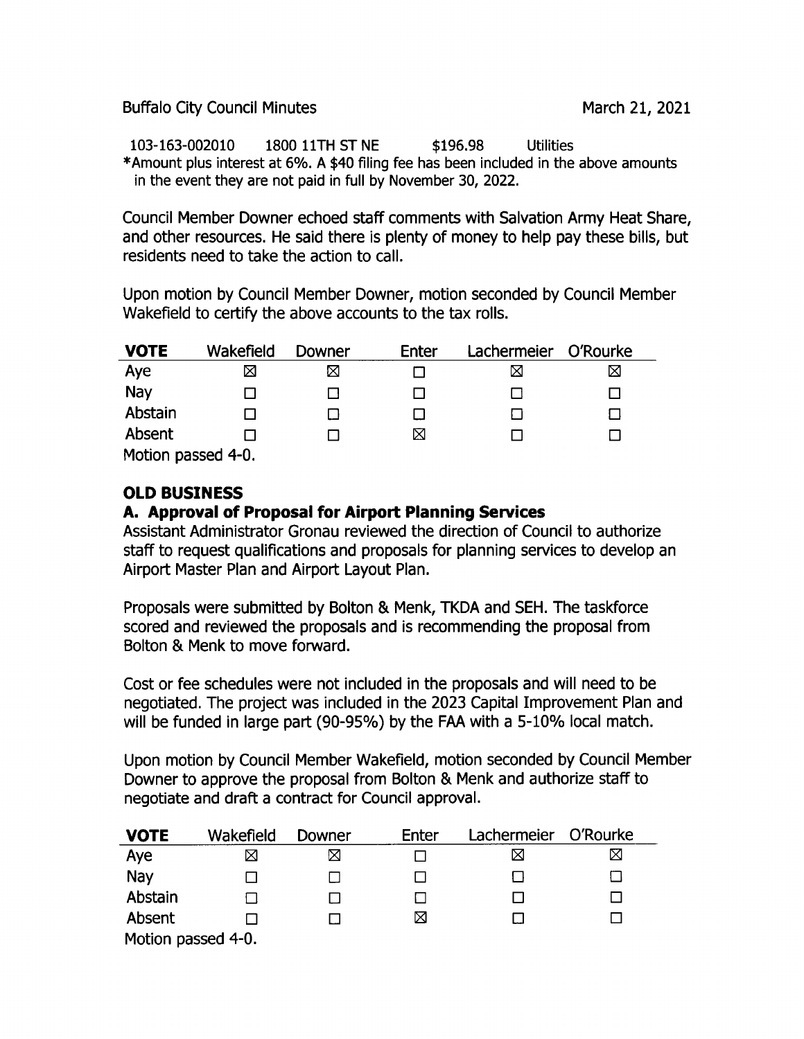103-163-002010 1800 11TH ST NE $196.98 Utilities

*Amount plus interest at 6%. A $40 filing fee has been included in the above amounts in the event they are not paid in full by November 30, 2022.

Council Member Downer echoed staff comments with Salvation Army Heat Share, and other resources. He said there is plenty of money to help pay these bills, but residents need to take the action to call.

Upon motion by Council Member Downer, motion seconded by Council Member Wakefield to certify the above accounts to the tax rolls.

| VOTE | Wakefield | Downer | Enter | Lachermeier | O'Rourke |
|---|---|---|---|---|---|
| Aye | ☒ | ☒ | ☐ | ☒ | ☒ |
| Nay | ☐ | ☐ | ☐ | ☐ | ☐ |
| Abstain | ☐ | ☐ | ☐ | ☐ | ☐ |
| Absent | ☐ | ☐ | ☒ | ☐ | ☐ |

Motion passed 4-0.

## OLD BUSINESS

### A. Approval of Proposal for Airport Planning Services

Assistant Administrator Gronau reviewed the direction of Council to authorize staff to request qualifications and proposals for planning services to develop an Airport Master Plan and Airport Layout Plan.

Proposals were submitted by Bolton & Menk, TKDA and SEH. The taskforce scored and reviewed the proposals and is recommending the proposal from Bolton & Menk to move forward.

Cost or fee schedules were not included in the proposals and will need to be negotiated. The project was included in the 2023 Capital Improvement Plan and will be funded in large part (90-95%) by the FAA with a 5-10% local match.

Upon motion by Council Member Wakefield, motion seconded by Council Member Downer to approve the proposal from Bolton & Menk and authorize staff to negotiate and draft a contract for Council approval.

| VOTE | Wakefield | Downer | Enter | Lachermeier | O'Rourke |
|---|---|---|---|---|---|
| Aye | ☒ | ☒ | ☐ | ☒ | ☒ |
| Nay | ☐ | ☐ | ☐ | ☐ | ☐ |
| Abstain | ☐ | ☐ | ☐ | ☐ | ☐ |
| Absent | ☐ | ☐ | ☒ | ☐ | ☐ |

Motion passed 4-0.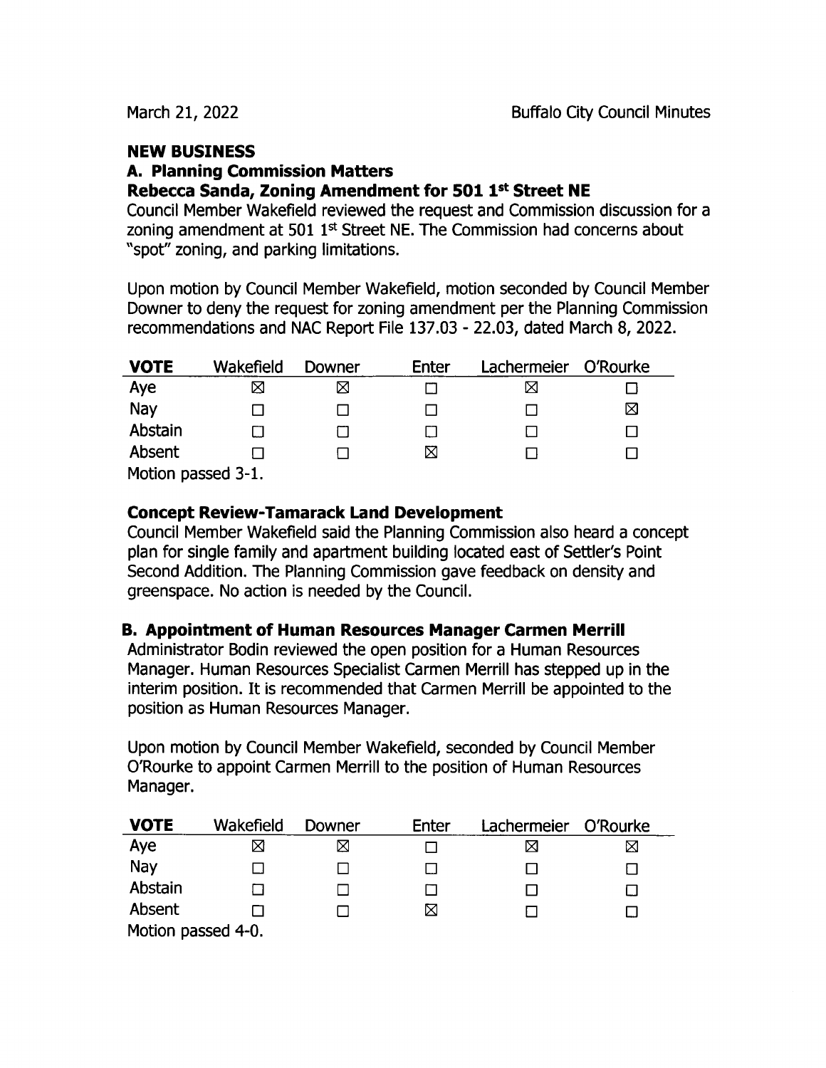## NEW BUSINESS

### A. Planning Commission Matters

**Rebecca Sanda, Zoning Amendment for 501 1st Street NE**

Council Member Wakefield reviewed the request and Commission discussion for a zoning amendment at 501 1st Street NE. The Commission had concerns about "spot" zoning, and parking limitations.

Upon motion by Council Member Wakefield, motion seconded by Council Member Downer to deny the request for zoning amendment per the Planning Commission recommendations and NAC Report File 137.03 - 22.03, dated March 8, 2022.

| VOTE | Wakefield | Downer | Enter | Lachermeier | O'Rourke |
|---|---|---|---|---|---|
| Aye | ☒ | ☒ | ☐ | ☒ | ☐ |
| Nay | ☐ | ☐ | ☐ | ☐ | ☒ |
| Abstain | ☐ | ☐ | ☐ | ☐ | ☐ |
| Absent | ☐ | ☐ | ☒ | ☐ | ☐ |

Motion passed 3-1.

**Concept Review-Tamarack Land Development**

Council Member Wakefield said the Planning Commission also heard a concept plan for single family and apartment building located east of Settler's Point Second Addition. The Planning Commission gave feedback on density and greenspace. No action is needed by the Council.

### B. Appointment of Human Resources Manager Carmen Merrill

Administrator Bodin reviewed the open position for a Human Resources Manager. Human Resources Specialist Carmen Merrill has stepped up in the interim position. It is recommended that Carmen Merrill be appointed to the position as Human Resources Manager.

Upon motion by Council Member Wakefield, seconded by Council Member O'Rourke to appoint Carmen Merrill to the position of Human Resources Manager.

| VOTE | Wakefield | Downer | Enter | Lachermeier | O'Rourke |
|---|---|---|---|---|---|
| Aye | ☒ | ☒ | ☐ | ☒ | ☒ |
| Nay | ☐ | ☐ | ☐ | ☐ | ☐ |
| Abstain | ☐ | ☐ | ☐ | ☐ | ☐ |
| Absent | ☐ | ☐ | ☒ | ☐ | ☐ |

Motion passed 4-0.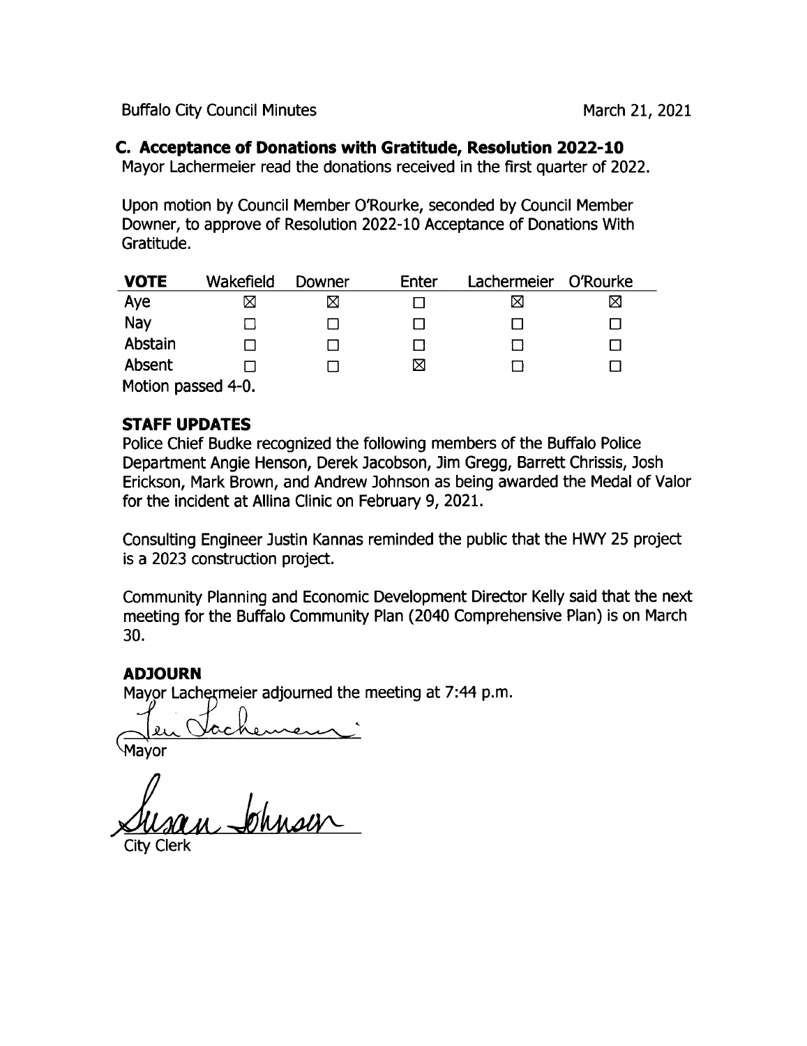## C. Acceptance of Donations with Gratitude, Resolution 2022-10

Mayor Lachermeier read the donations received in the first quarter of 2022.

Upon motion by Council Member O'Rourke, seconded by Council Member Downer, to approve of Resolution 2022-10 Acceptance of Donations With Gratitude.

| VOTE | Wakefield | Downer | Enter | Lachermeier | O'Rourke |
|---|---|---|---|---|---|
| Aye | ☒ | ☒ | ☐ | ☒ | ☒ |
| Nay | ☐ | ☐ | ☐ | ☐ | ☐ |
| Abstain | ☐ | ☐ | ☐ | ☐ | ☐ |
| Absent | ☐ | ☐ | ☒ | ☐ | ☐ |

Motion passed 4-0.

## STAFF UPDATES

Police Chief Budke recognized the following members of the Buffalo Police Department Angie Henson, Derek Jacobson, Jim Gregg, Barrett Chrissis, Josh Erickson, Mark Brown, and Andrew Johnson as being awarded the Medal of Valor for the incident at Allina Clinic on February 9, 2021.

Consulting Engineer Justin Kannas reminded the public that the HWY 25 project is a 2023 construction project.

Community Planning and Economic Development Director Kelly said that the next meeting for the Buffalo Community Plan (2040 Comprehensive Plan) is on March 30.

## ADJOURN

Mayor Lachermeier adjourned the meeting at 7:44 p.m.

Mayor

City Clerk